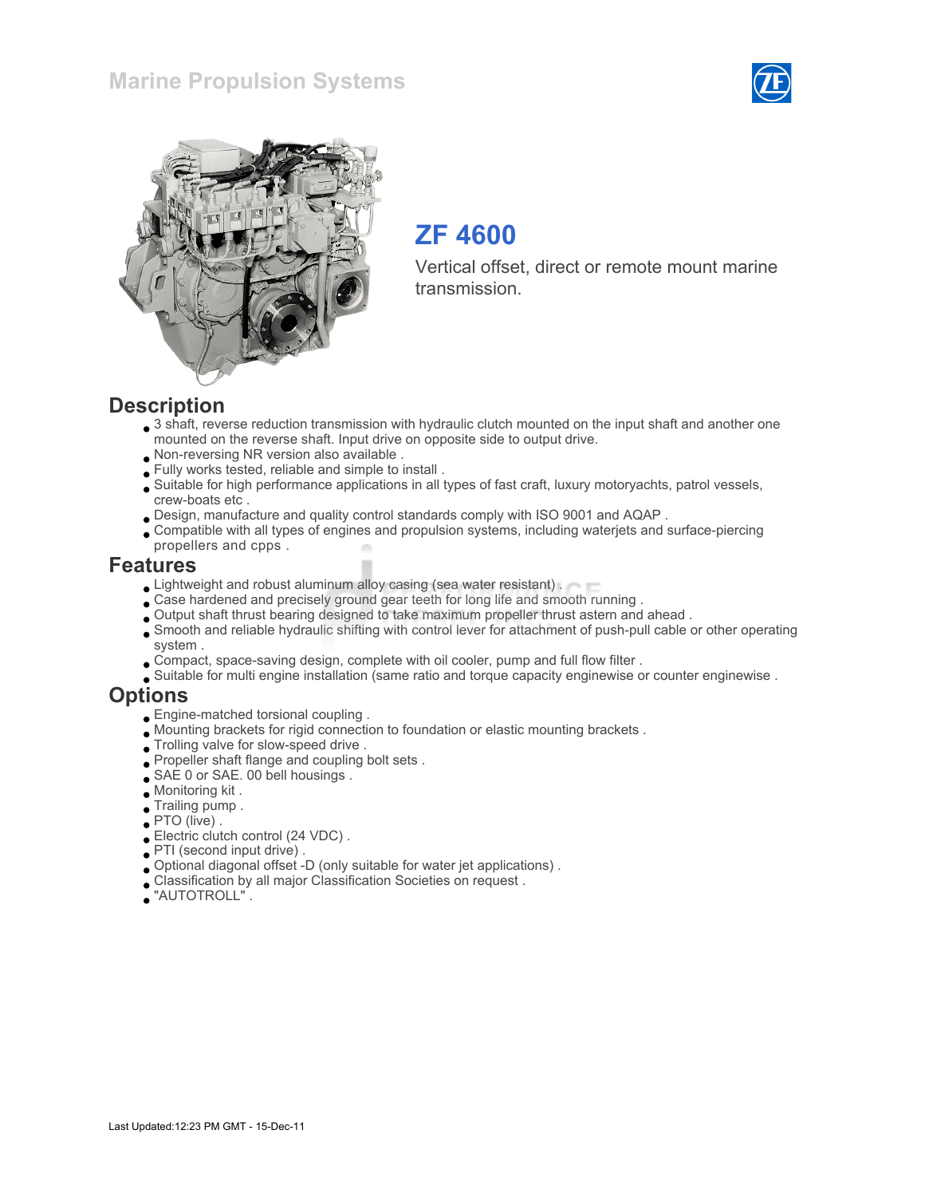# Marine Propulsion Systems

## ZF 4600

Vertical offset, direct or remote mount marine transmission.

## Description

- 3 shaft, reverse reduction transmission with hydraulic clutch mounted on the input shaft and another one mounted on the reverse shaft. Input drive on opposite side to output drive.
- Non-reversing NR version also available .
- Fully works tested, reliable and simple to install .
- Suitable for high performance applications in all types of fast craft, luxury motoryachts, patrol vessels, crew-boats etc .
- Design, manufacture and quality control standards comply with ISO 9001 and AQAP .
- Compatible with all types of engines and propulsion systems, including waterjets and surface-piercing propellers and cpps .

## Features

- Lightweight and robust aluminum alloy casing (sea water resistant) .
- Case hardened and precisely ground gear teeth for long life and smooth running .
- Output shaft thrust bearing designed to take maximum propeller thrust astern and ahead .
- Smooth and reliable hydraulic shifting with control lever for attachment of push-pull cable or other operating system .
- Compact, space-saving design, complete with oil cooler, pump and full flow filter .
- Suitable for multi engine installation (same ratio and torque capacity enginewise or counter enginewise .

## Options

- Engine-matched torsional coupling .
- Mounting brackets for rigid connection to foundation or elastic mounting brackets .
- Trolling valve for slow-speed drive .
- Propeller shaft flange and coupling bolt sets .
- SAE 0 or SAE. 00 bell housings .
- Monitoring kit .
- Trailing pump .
- PTO (live) .
- Electric clutch control (24 VDC) .
- PTI (second input drive) .
- Optional diagonal offset -D (only suitable for water jet applications) .
- Classification by all major Classification Societies on request .
- "AUTOTROLL" .

Last Updated:12:23 PM GMT - 15-Dec-11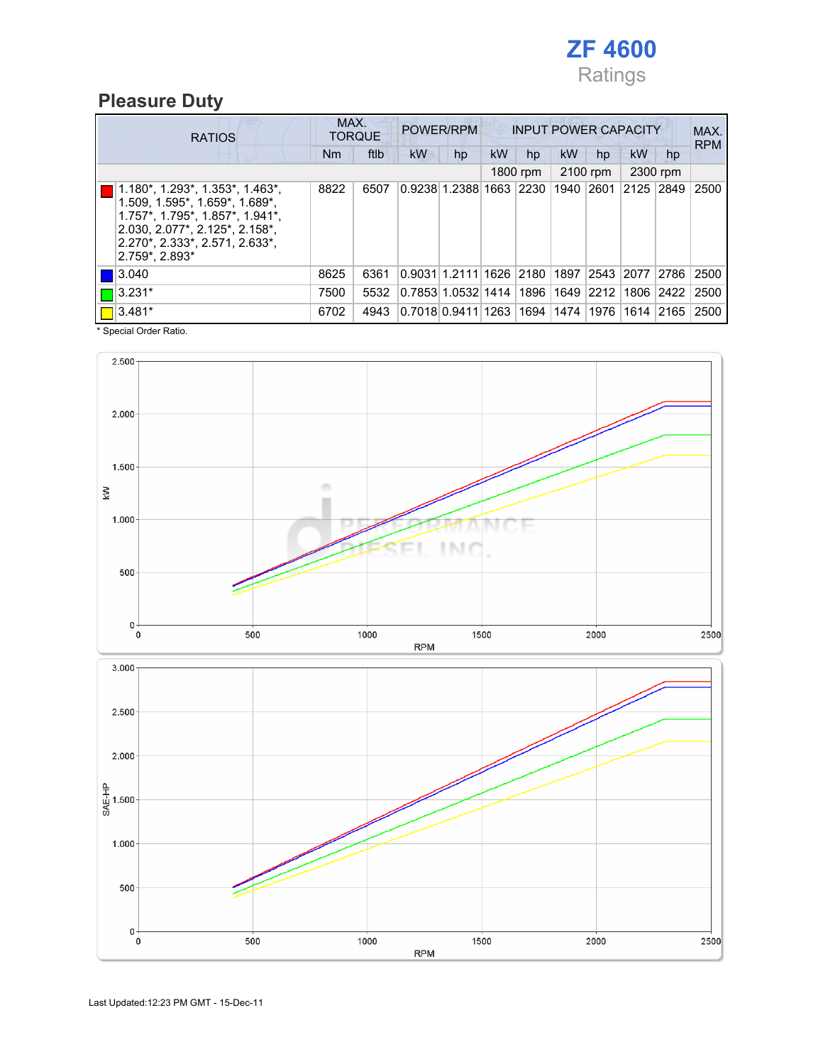# ZF 4600

Ratings

## Pleasure Duty

| RATIOS | MAX. TORQUE | | POWER/RPM | | INPUT POWER CAPACITY | | | | | | MAX. RPM |
|---|---|---|---|---|---|---|---|---|---|---|---|
| | Nm | ftlb | kW | hp | kW | hp | kW | hp | kW | hp | |
| | | | | | 1800 rpm | | 2100 rpm | | 2300 rpm | | |
| 1.180*, 1.293*, 1.353*, 1.463*, 1.509, 1.595*, 1.659*, 1.689*, 1.757*, 1.795*, 1.857*, 1.941*, 2.030, 2.077*, 2.125*, 2.158*, 2.270*, 2.333*, 2.571, 2.633*, 2.759*, 2.893* | 8822 | 6507 | 0.9238 | 1.2388 | 1663 | 2230 | 1940 | 2601 | 2125 | 2849 | 2500 |
| 3.040 | 8625 | 6361 | 0.9031 | 1.2111 | 1626 | 2180 | 1897 | 2543 | 2077 | 2786 | 2500 |
| 3.231* | 7500 | 5532 | 0.7853 | 1.0532 | 1414 | 1896 | 1649 | 2212 | 1806 | 2422 | 2500 |
| 3.481* | 6702 | 4943 | 0.7018 | 0.9411 | 1263 | 1694 | 1474 | 1976 | 1614 | 2165 | 2500 |

\* Special Order Ratio.

Last Updated:12:23 PM GMT - 15-Dec-11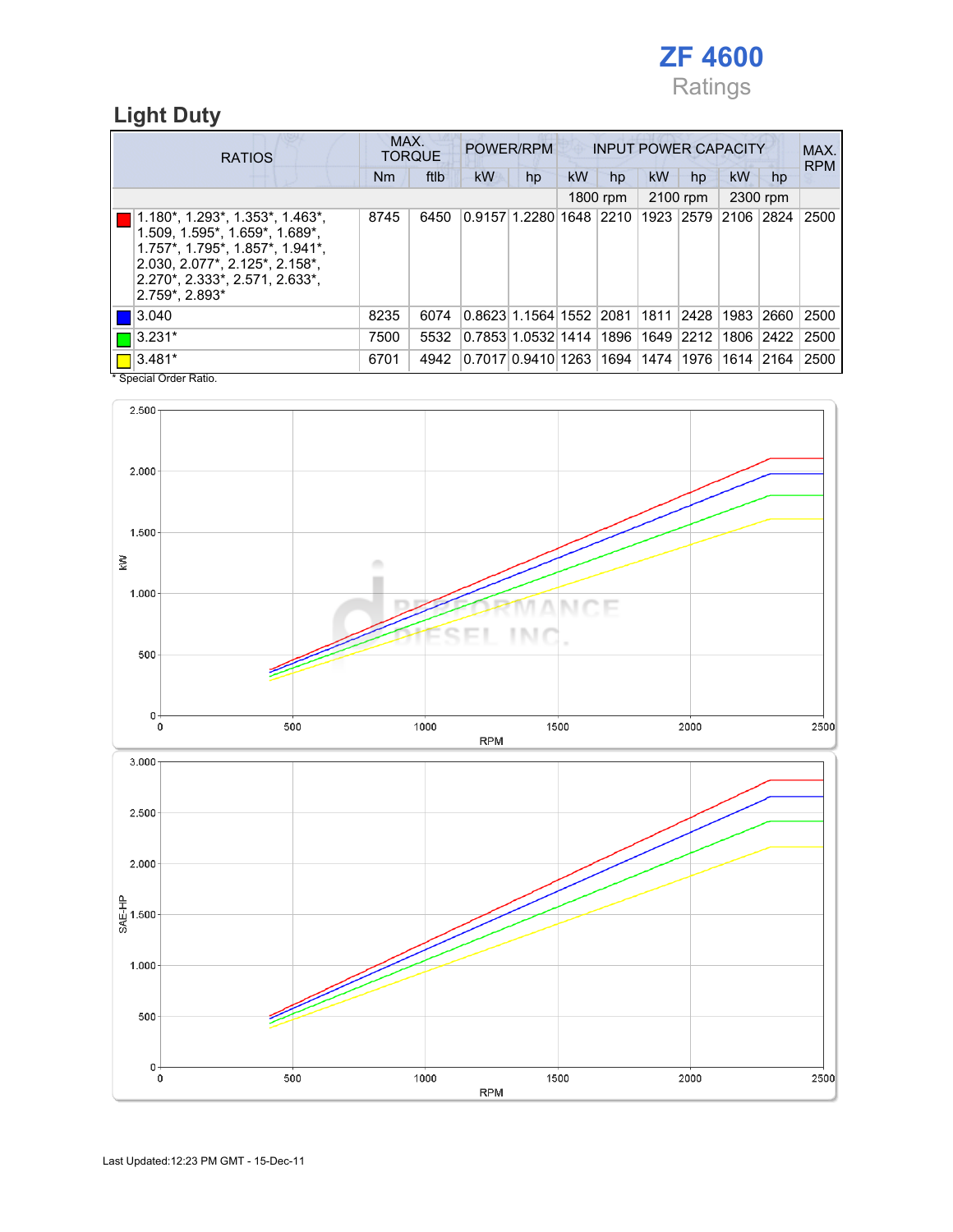# ZF 4600

Ratings

## Light Duty

| RATIOS | MAX. TORQUE | | POWER/RPM | | INPUT POWER CAPACITY | | | | | | MAX. RPM |
|---|---|---|---|---|---|---|---|---|---|---|---|
| | Nm | ftlb | kW | hp | kW | hp | kW | hp | kW | hp | |
| | | | | | 1800 rpm | | 2100 rpm | | 2300 rpm | | |
| 1.180*, 1.293*, 1.353*, 1.463*, 1.509, 1.595*, 1.659*, 1.689*, 1.757*, 1.795*, 1.857*, 1.941*, 2.030, 2.077*, 2.125*, 2.158*, 2.270*, 2.333*, 2.571, 2.633*, 2.759*, 2.893* | 8745 | 6450 | 0.9157 | 1.2280 | 1648 | 2210 | 1923 | 2579 | 2106 | 2824 | 2500 |
| 3.040 | 8235 | 6074 | 0.8623 | 1.1564 | 1552 | 2081 | 1811 | 2428 | 1983 | 2660 | 2500 |
| 3.231* | 7500 | 5532 | 0.7853 | 1.0532 | 1414 | 1896 | 1649 | 2212 | 1806 | 2422 | 2500 |
| 3.481* | 6701 | 4942 | 0.7017 | 0.9410 | 1263 | 1694 | 1474 | 1976 | 1614 | 2164 | 2500 |

\* Special Order Ratio.

Last Updated:12:23 PM GMT - 15-Dec-11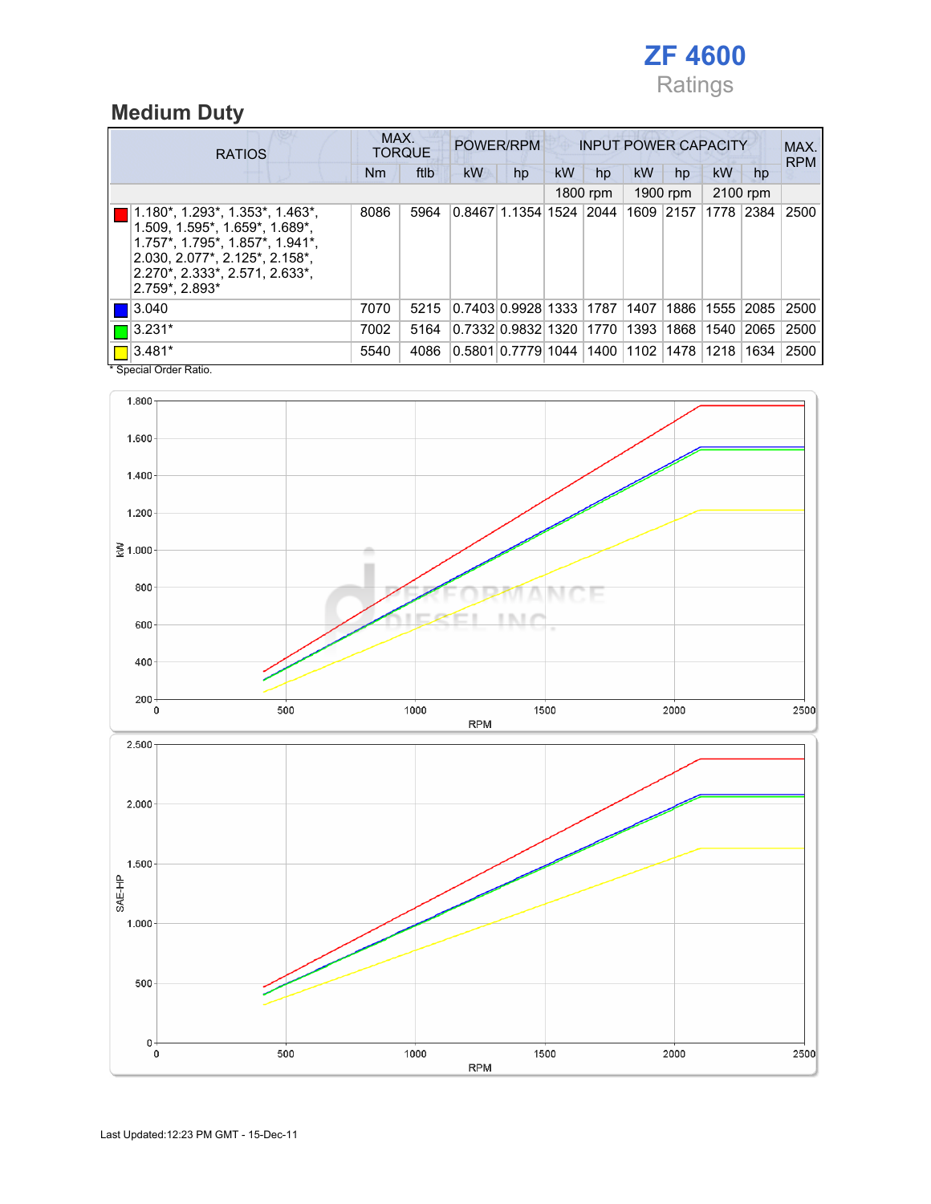# ZF 4600

Ratings

## Medium Duty

| RATIOS | MAX. TORQUE | | POWER/RPM | | INPUT POWER CAPACITY | | | | | | MAX. RPM |
|---|---|---|---|---|---|---|---|---|---|---|---|
| | Nm | ftlb | kW | hp | kW | hp | kW | hp | kW | hp | |
| | | | | | 1800 rpm | | 1900 rpm | | 2100 rpm | | |
| 1.180*, 1.293*, 1.353*, 1.463*, 1.509, 1.595*, 1.659*, 1.689*, 1.757*, 1.795*, 1.857*, 1.941*, 2.030, 2.077*, 2.125*, 2.158*, 2.270*, 2.333*, 2.571, 2.633*, 2.759*, 2.893* | 8086 | 5964 | 0.8467 | 1.1354 | 1524 | 2044 | 1609 | 2157 | 1778 | 2384 | 2500 |
| 3.040 | 7070 | 5215 | 0.7403 | 0.9928 | 1333 | 1787 | 1407 | 1886 | 1555 | 2085 | 2500 |
| 3.231* | 7002 | 5164 | 0.7332 | 0.9832 | 1320 | 1770 | 1393 | 1868 | 1540 | 2065 | 2500 |
| 3.481* | 5540 | 4086 | 0.5801 | 0.7779 | 1044 | 1400 | 1102 | 1478 | 1218 | 1634 | 2500 |

\* Special Order Ratio.

Last Updated:12:23 PM GMT - 15-Dec-11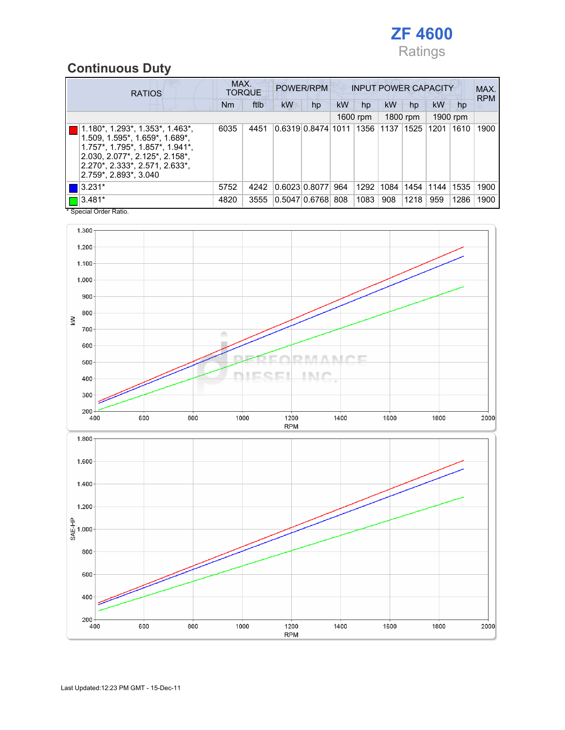# ZF 4600

Ratings

## Continuous Duty

| RATIOS | MAX. TORQUE | | POWER/RPM | | INPUT POWER CAPACITY | | | | | | MAX. RPM |
|---|---|---|---|---|---|---|---|---|---|---|---|
| | Nm | ftlb | kW | hp | kW | hp | kW | hp | kW | hp | |
| | | | | | 1600 rpm | | 1800 rpm | | 1900 rpm | | |
| 1.180*, 1.293*, 1.353*, 1.463*, 1.509, 1.595*, 1.659*, 1.689*, 1.757*, 1.795*, 1.857*, 1.941*, 2.030, 2.077*, 2.125*, 2.158*, 2.270*, 2.333*, 2.571, 2.633*, 2.759*, 2.893*, 3.040 | 6035 | 4451 | 0.6319 | 0.8474 | 1011 | 1356 | 1137 | 1525 | 1201 | 1610 | 1900 |
| 3.231* | 5752 | 4242 | 0.6023 | 0.8077 | 964 | 1292 | 1084 | 1454 | 1144 | 1535 | 1900 |
| 3.481* | 4820 | 3555 | 0.5047 | 0.6768 | 808 | 1083 | 908 | 1218 | 959 | 1286 | 1900 |

\* Special Order Ratio.

Last Updated:12:23 PM GMT - 15-Dec-11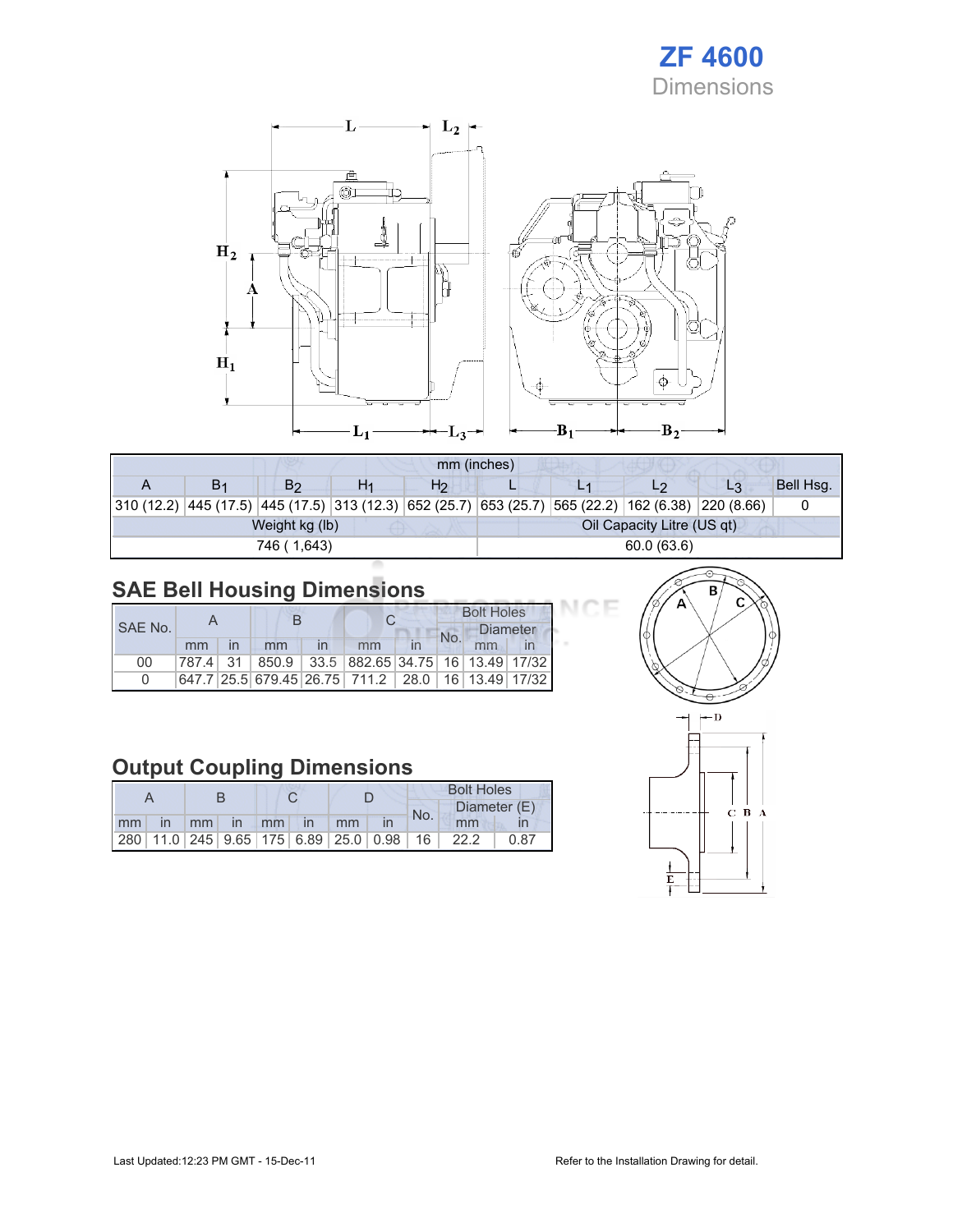# ZF 4600

## Dimensions

| mm (inches) | | | | | | | | | |
|---|---|---|---|---|---|---|---|---|---|
| A | $B_1$ | $B_2$ | $H_1$ | $H_2$ | L | $L_1$ | $L_2$ | $L_3$ | Bell Hsg. |
| 310 (12.2) | 445 (17.5) | 445 (17.5) | 313 (12.3) | 652 (25.7) | 653 (25.7) | 565 (22.2) | 162 (6.38) | 220 (8.66) | 0 |

| Weight kg (lb) | Oil Capacity Litre (US qt) |
|---|---|
| 746 ( 1,643) | 60.0 (63.6) |

## SAE Bell Housing Dimensions

| SAE No. | A | | B | | C | | Bolt Holes | | |
|---|---|---|---|---|---|---|---|---|---|
| | | | | | | | No. | Diameter | |
| | mm | in | mm | in | mm | in | | mm | in |
| 00 | 787.4 | 31 | 850.9 | 33.5 | 882.65 | 34.75 | 16 | 13.49 | 17/32 |
| 0 | 647.7 | 25.5 | 679.45 | 26.75 | 711.2 | 28.0 | 16 | 13.49 | 17/32 |

## Output Coupling Dimensions

| A | | B | | C | | D | | Bolt Holes | | |
|---|---|---|---|---|---|---|---|---|---|---|
| | | | | | | | | No. | Diameter (E) | |
| mm | in | mm | in | mm | in | mm | in | | mm | in |
| 280 | 11.0 | 245 | 9.65 | 175 | 6.89 | 25.0 | 0.98 | 16 | 22.2 | 0.87 |

Last Updated:12:23 PM GMT - 15-Dec-11

Refer to the Installation Drawing for detail.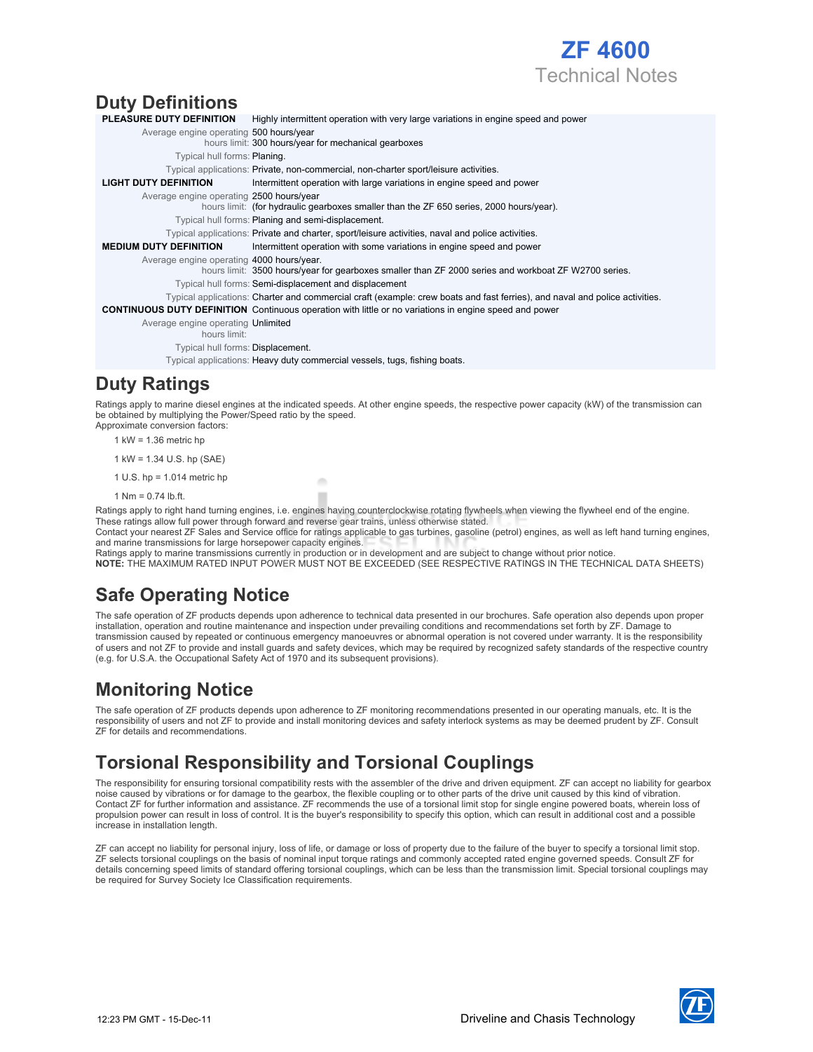## ZF 4600
Technical Notes

## Duty Definitions

| | |
|---|---|
| **PLEASURE DUTY DEFINITION** | Highly intermittent operation with very large variations in engine speed and power |
| Average engine operating hours limit: | 500 hours/year<br>300 hours/year for mechanical gearboxes |
| Typical hull forms: | Planing. |
| Typical applications: | Private, non-commercial, non-charter sport/leisure activities. |
| **LIGHT DUTY DEFINITION** | Intermittent operation with large variations in engine speed and power |
| Average engine operating hours limit: | 2500 hours/year<br>(for hydraulic gearboxes smaller than the ZF 650 series, 2000 hours/year). |
| Typical hull forms: | Planing and semi-displacement. |
| Typical applications: | Private and charter, sport/leisure activities, naval and police activities. |
| **MEDIUM DUTY DEFINITION** | Intermittent operation with some variations in engine speed and power |
| Average engine operating hours limit: | 4000 hours/year.<br>3500 hours/year for gearboxes smaller than ZF 2000 series and workboat ZF W2700 series. |
| Typical hull forms: | Semi-displacement and displacement |
| Typical applications: | Charter and commercial craft (example: crew boats and fast ferries), and naval and police activities. |
| **CONTINUOUS DUTY DEFINITION** | Continuous operation with little or no variations in engine speed and power |
| Average engine operating hours limit: | Unlimited |
| Typical hull forms: | Displacement. |
| Typical applications: | Heavy duty commercial vessels, tugs, fishing boats. |

## Duty Ratings

Ratings apply to marine diesel engines at the indicated speeds. At other engine speeds, the respective power capacity (kW) of the transmission can be obtained by multiplying the Power/Speed ratio by the speed.
Approximate conversion factors:

1 kW = 1.36 metric hp

1 kW = 1.34 U.S. hp (SAE)

1 U.S. hp = 1.014 metric hp

1 Nm = 0.74 lb.ft.

Ratings apply to right hand turning engines, i.e. engines having counterclockwise rotating flywheels when viewing the flywheel end of the engine. These ratings allow full power through forward and reverse gear trains, unless otherwise stated.
Contact your nearest ZF Sales and Service office for ratings applicable to gas turbines, gasoline (petrol) engines, as well as left hand turning engines, and marine transmissions for large horsepower capacity engines.
Ratings apply to marine transmissions currently in production or in development and are subject to change without prior notice.
**NOTE:** THE MAXIMUM RATED INPUT POWER MUST NOT BE EXCEEDED (SEE RESPECTIVE RATINGS IN THE TECHNICAL DATA SHEETS)

## Safe Operating Notice

The safe operation of ZF products depends upon adherence to technical data presented in our brochures. Safe operation also depends upon proper installation, operation and routine maintenance and inspection under prevailing conditions and recommendations set forth by ZF. Damage to transmission caused by repeated or continuous emergency manoeuvres or abnormal operation is not covered under warranty. It is the responsibility of users and not ZF to provide and install guards and safety devices, which may be required by recognized safety standards of the respective country (e.g. for U.S.A. the Occupational Safety Act of 1970 and its subsequent provisions).

## Monitoring Notice

The safe operation of ZF products depends upon adherence to ZF monitoring recommendations presented in our operating manuals, etc. It is the responsibility of users and not ZF to provide and install monitoring devices and safety interlock systems as may be deemed prudent by ZF. Consult ZF for details and recommendations.

## Torsional Responsibility and Torsional Couplings

The responsibility for ensuring torsional compatibility rests with the assembler of the drive and driven equipment. ZF can accept no liability for gearbox noise caused by vibrations or for damage to the gearbox, the flexible coupling or to other parts of the drive unit caused by this kind of vibration. Contact ZF for further information and assistance. ZF recommends the use of a torsional limit stop for single engine powered boats, wherein loss of propulsion power can result in loss of control. It is the buyer's responsibility to specify this option, which can result in additional cost and a possible increase in installation length.

ZF can accept no liability for personal injury, loss of life, or damage or loss of property due to the failure of the buyer to specify a torsional limit stop. ZF selects torsional couplings on the basis of nominal input torque ratings and commonly accepted rated engine governed speeds. Consult ZF for details concerning speed limits of standard offering torsional couplings, which can be less than the transmission limit. Special torsional couplings may be required for Survey Society Ice Classification requirements.

12:23 PM GMT - 15-Dec-11

Driveline and Chasis Technology